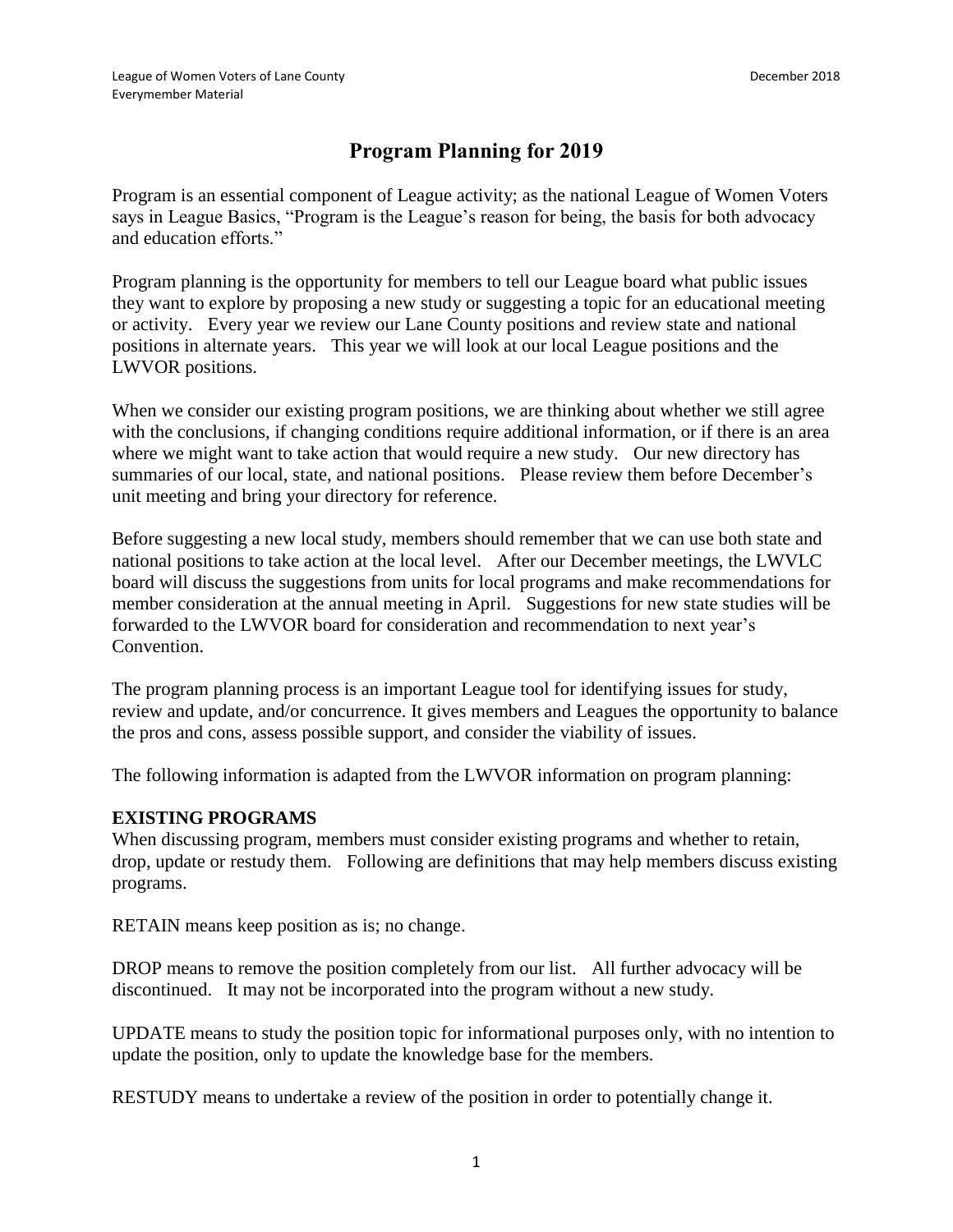# Program Planning for 2019

Program is an essential component of League activity; as the national League of Women Voters says in League Basics, "Program is the League's reason for being, the basis for both advocacy and education efforts."

Program planning is the opportunity for members to tell our League board what public issues they want to explore by proposing a new study or suggesting a topic for an educational meeting or activity. Every year we review our Lane County positions and review state and national positions in alternate years. This year we will look at our local League positions and the LWVOR positions.

When we consider our existing program positions, we are thinking about whether we still agree with the conclusions, if changing conditions require additional information, or if there is an area where we might want to take action that would require a new study. Our new directory has summaries of our local, state, and national positions. Please review them before December's unit meeting and bring your directory for reference.

Before suggesting a new local study, members should remember that we can use both state and national positions to take action at the local level. After our December meetings, the LWVLC board will discuss the suggestions from units for local programs and make recommendations for member consideration at the annual meeting in April. Suggestions for new state studies will be forwarded to the LWVOR board for consideration and recommendation to next year's Convention.

The program planning process is an important League tool for identifying issues for study, review and update, and/or concurrence. It gives members and Leagues the opportunity to balance the pros and cons, assess possible support, and consider the viability of issues.

The following information is adapted from the LWVOR information on program planning:

**EXISTING PROGRAMS**

When discussing program, members must consider existing programs and whether to retain, drop, update or restudy them. Following are definitions that may help members discuss existing programs.

RETAIN means keep position as is; no change.

DROP means to remove the position completely from our list. All further advocacy will be discontinued. It may not be incorporated into the program without a new study.

UPDATE means to study the position topic for informational purposes only, with no intention to update the position, only to update the knowledge base for the members.

RESTUDY means to undertake a review of the position in order to potentially change it.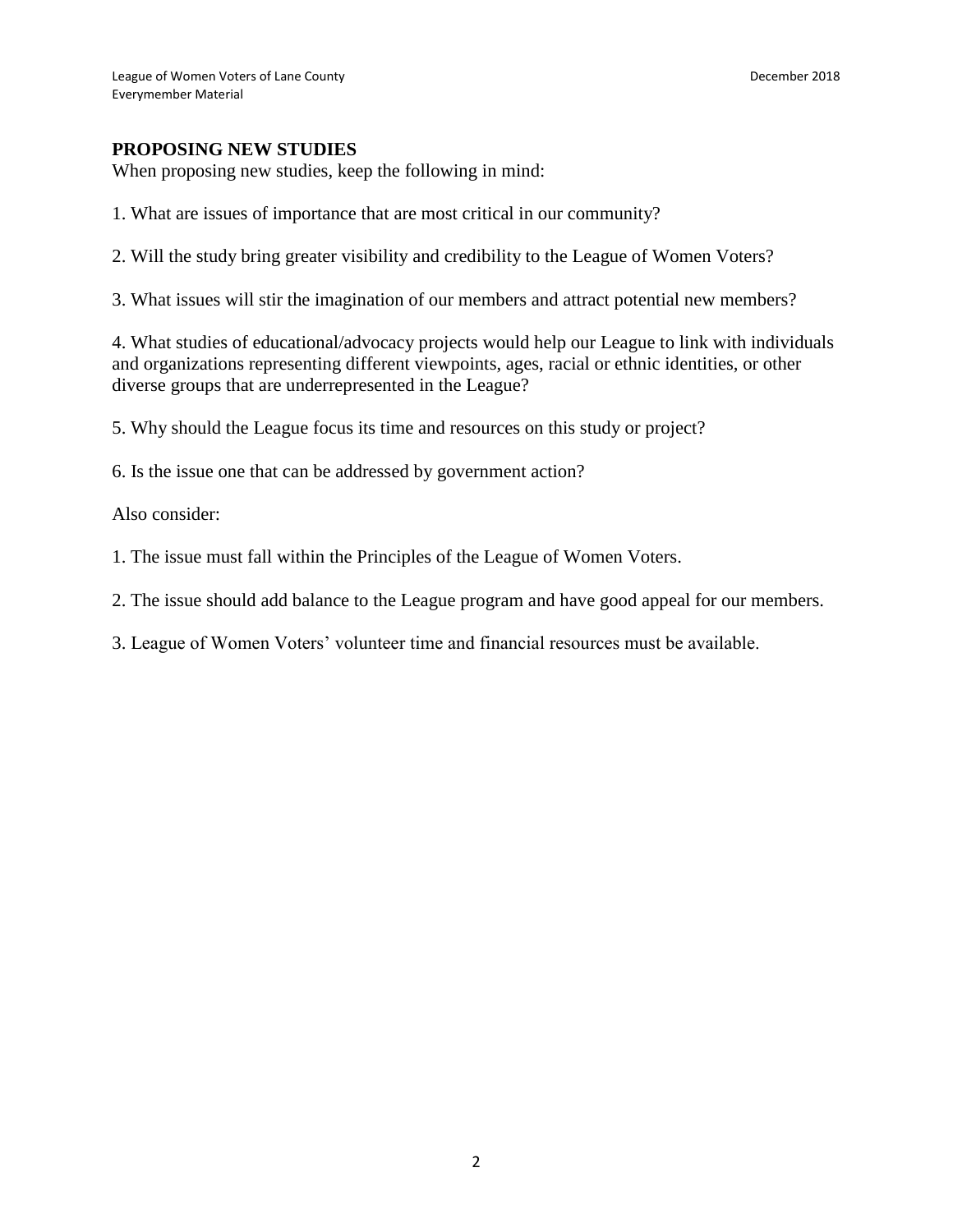## PROPOSING NEW STUDIES

When proposing new studies, keep the following in mind:

1. What are issues of importance that are most critical in our community?

2. Will the study bring greater visibility and credibility to the League of Women Voters?

3. What issues will stir the imagination of our members and attract potential new members?

4. What studies of educational/advocacy projects would help our League to link with individuals and organizations representing different viewpoints, ages, racial or ethnic identities, or other diverse groups that are underrepresented in the League?

5. Why should the League focus its time and resources on this study or project?

6. Is the issue one that can be addressed by government action?

Also consider:

1. The issue must fall within the Principles of the League of Women Voters.

2. The issue should add balance to the League program and have good appeal for our members.

3. League of Women Voters' volunteer time and financial resources must be available.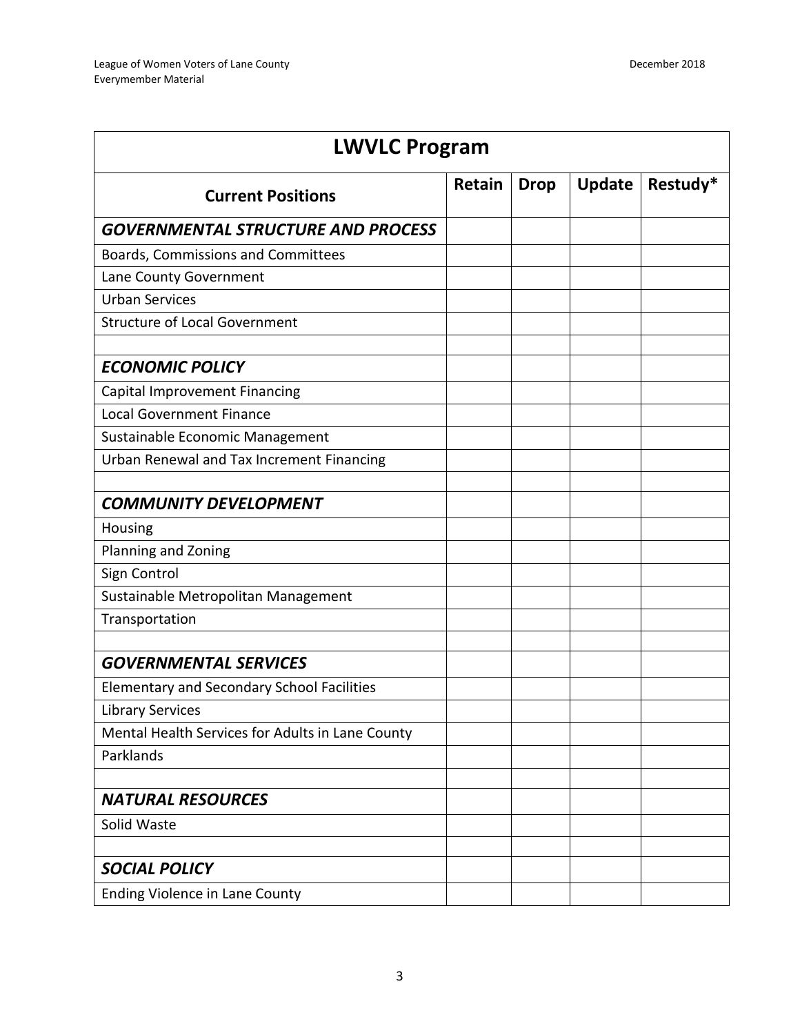| LWVLC Program | | | | |
|---|---|---|---|---|
| **Current Positions** | **Retain** | **Drop** | **Update** | **Restudy*** |
| ***GOVERNMENTAL STRUCTURE AND PROCESS*** | | | | |
| Boards, Commissions and Committees | | | | |
| Lane County Government | | | | |
| Urban Services | | | | |
| Structure of Local Government | | | | |
| | | | | |
| ***ECONOMIC POLICY*** | | | | |
| Capital Improvement Financing | | | | |
| Local Government Finance | | | | |
| Sustainable Economic Management | | | | |
| Urban Renewal and Tax Increment Financing | | | | |
| | | | | |
| ***COMMUNITY DEVELOPMENT*** | | | | |
| Housing | | | | |
| Planning and Zoning | | | | |
| Sign Control | | | | |
| Sustainable Metropolitan Management | | | | |
| Transportation | | | | |
| | | | | |
| ***GOVERNMENTAL SERVICES*** | | | | |
| Elementary and Secondary School Facilities | | | | |
| Library Services | | | | |
| Mental Health Services for Adults in Lane County | | | | |
| Parklands | | | | |
| | | | | |
| ***NATURAL RESOURCES*** | | | | |
| Solid Waste | | | | |
| | | | | |
| ***SOCIAL POLICY*** | | | | |
| Ending Violence in Lane County | | | | |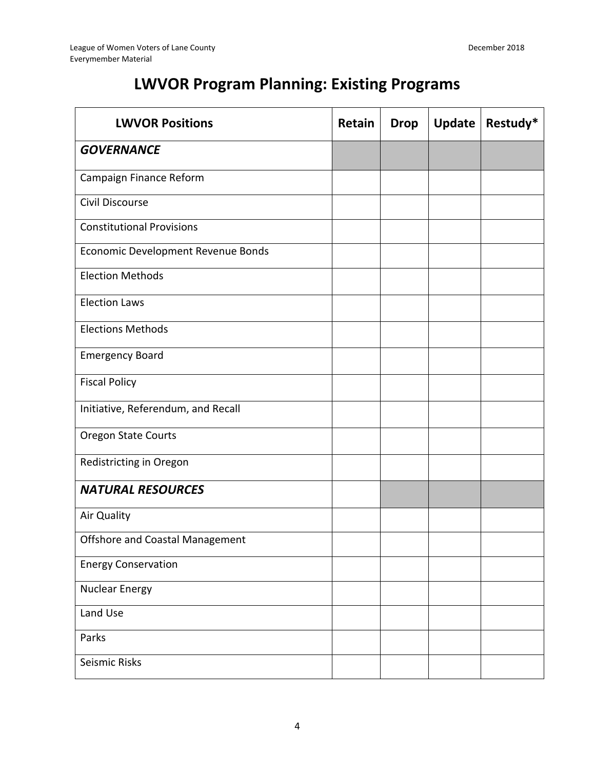# LWVOR Program Planning: Existing Programs

| LWVOR Positions | Retain | Drop | Update | Restudy* |
|---|---|---|---|---|
| ***GOVERNANCE*** | | | | |
| Campaign Finance Reform | | | | |
| Civil Discourse | | | | |
| Constitutional Provisions | | | | |
| Economic Development Revenue Bonds | | | | |
| Election Methods | | | | |
| Election Laws | | | | |
| Elections Methods | | | | |
| Emergency Board | | | | |
| Fiscal Policy | | | | |
| Initiative, Referendum, and Recall | | | | |
| Oregon State Courts | | | | |
| Redistricting in Oregon | | | | |
| ***NATURAL RESOURCES*** | | | | |
| Air Quality | | | | |
| Offshore and Coastal Management | | | | |
| Energy Conservation | | | | |
| Nuclear Energy | | | | |
| Land Use | | | | |
| Parks | | | | |
| Seismic Risks | | | | |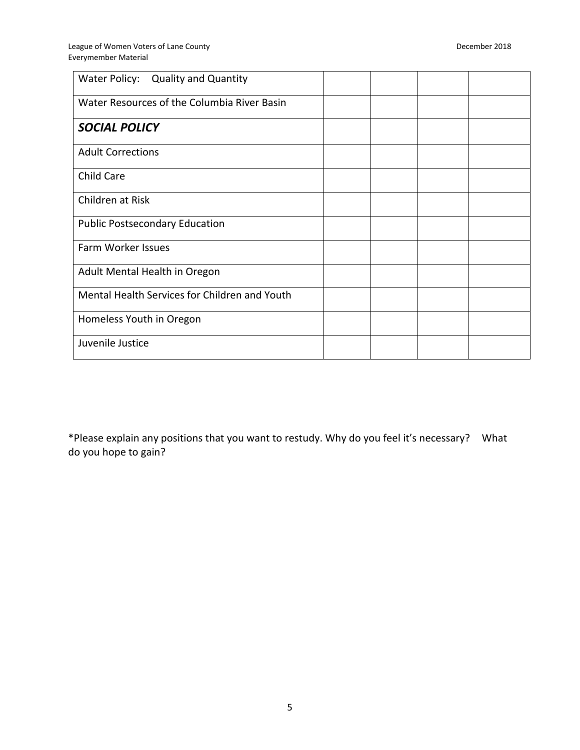| | | | | |
|---|---|---|---|---|
| Water Policy: Quality and Quantity | | | | |
| Water Resources of the Columbia River Basin | | | | |
| ***SOCIAL POLICY*** | | | | |
| Adult Corrections | | | | |
| Child Care | | | | |
| Children at Risk | | | | |
| Public Postsecondary Education | | | | |
| Farm Worker Issues | | | | |
| Adult Mental Health in Oregon | | | | |
| Mental Health Services for Children and Youth | | | | |
| Homeless Youth in Oregon | | | | |
| Juvenile Justice | | | | |

*Please explain any positions that you want to restudy. Why do you feel it's necessary? What do you hope to gain?